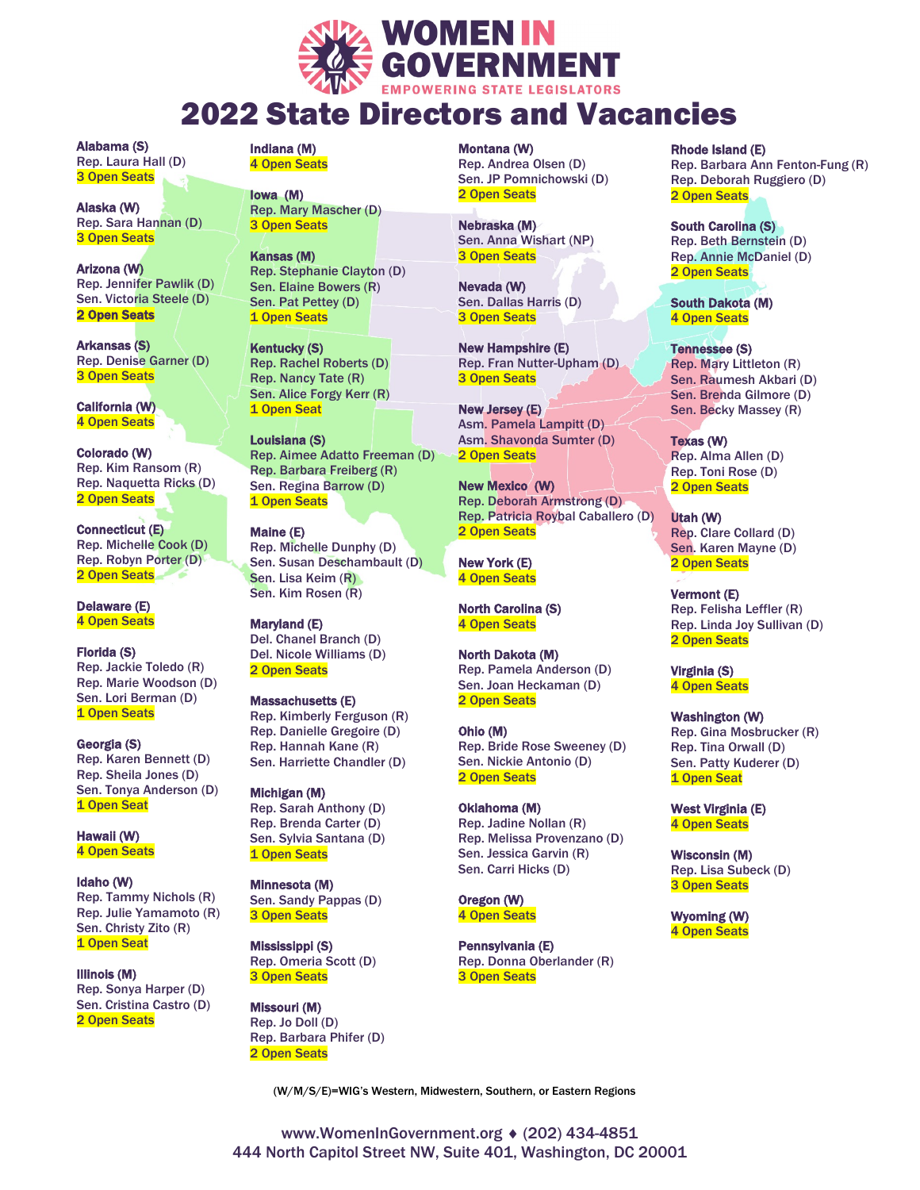# WOMEN IN GOVERNMENT

EMPOWERING STATE LEGISLATORS

## 2022 State Directors and Vacancies

**Alabama (S)**
Rep. Laura Hall (D)
3 Open Seats

**Alaska (W)**
Rep. Sara Hannan (D)
3 Open Seats

**Arizona (W)**
Rep. Jennifer Pawlik (D)
Sen. Victoria Steele (D)
2 Open Seats

**Arkansas (S)**
Rep. Denise Garner (D)
3 Open Seats

**California (W)**
4 Open Seats

**Colorado (W)**
Rep. Kim Ransom (R)
Rep. Naquetta Ricks (D)
2 Open Seats

**Connecticut (E)**
Rep. Michelle Cook (D)
Rep. Robyn Porter (D)
2 Open Seats

**Delaware (E)**
4 Open Seats

**Florida (S)**
Rep. Jackie Toledo (R)
Rep. Marie Woodson (D)
Sen. Lori Berman (D)
1 Open Seats

**Georgia (S)**
Rep. Karen Bennett (D)
Rep. Sheila Jones (D)
Sen. Tonya Anderson (D)
1 Open Seat

**Hawaii (W)**
4 Open Seats

**Idaho (W)**
Rep. Tammy Nichols (R)
Rep. Julie Yamamoto (R)
Sen. Christy Zito (R)
1 Open Seat

**Illinois (M)**
Rep. Sonya Harper (D)
Sen. Cristina Castro (D)
2 Open Seats

**Indiana (M)**
4 Open Seats

**Iowa (M)**
Rep. Mary Mascher (D)
3 Open Seats

**Kansas (M)**
Rep. Stephanie Clayton (D)
Sen. Elaine Bowers (R)
Sen. Pat Pettey (D)
1 Open Seats

**Kentucky (S)**
Rep. Rachel Roberts (D)
Rep. Nancy Tate (R)
Sen. Alice Forgy Kerr (R)
1 Open Seat

**Louisiana (S)**
Rep. Aimee Adatto Freeman (D)
Rep. Barbara Freiberg (R)
Sen. Regina Barrow (D)
1 Open Seats

**Maine (E)**
Rep. Michelle Dunphy (D)
Sen. Susan Deschambault (D)
Sen. Lisa Keim (R)
Sen. Kim Rosen (R)

**Maryland (E)**
Del. Chanel Branch (D)
Del. Nicole Williams (D)
2 Open Seats

**Massachusetts (E)**
Rep. Kimberly Ferguson (R)
Rep. Danielle Gregoire (D)
Rep. Hannah Kane (R)
Sen. Harriette Chandler (D)

**Michigan (M)**
Rep. Sarah Anthony (D)
Rep. Brenda Carter (D)
Sen. Sylvia Santana (D)
1 Open Seats

**Minnesota (M)**
Sen. Sandy Pappas (D)
3 Open Seats

**Mississippi (S)**
Rep. Omeria Scott (D)
3 Open Seats

**Missouri (M)**
Rep. Jo Doll (D)
Rep. Barbara Phifer (D)
2 Open Seats

**Montana (W)**
Rep. Andrea Olsen (D)
Sen. JP Pomnichowski (D)
2 Open Seats

**Nebraska (M)**
Sen. Anna Wishart (NP)
3 Open Seats

**Nevada (W)**
Sen. Dallas Harris (D)
3 Open Seats

**New Hampshire (E)**
Rep. Fran Nutter-Upham (D)
3 Open Seats

**New Jersey (E)**
Asm. Pamela Lampitt (D)
Asm. Shavonda Sumter (D)
2 Open Seats

**New Mexico (W)**
Rep. Deborah Armstrong (D)
Rep. Patricia Roybal Caballero (D)
2 Open Seats

**New York (E)**
4 Open Seats

**North Carolina (S)**
4 Open Seats

**North Dakota (M)**
Rep. Pamela Anderson (D)
Sen. Joan Heckaman (D)
2 Open Seats

**Ohio (M)**
Rep. Bride Rose Sweeney (D)
Sen. Nickie Antonio (D)
2 Open Seats

**Oklahoma (M)**
Rep. Jadine Nollan (R)
Rep. Melissa Provenzano (D)
Sen. Jessica Garvin (R)
Sen. Carri Hicks (D)

**Oregon (W)**
4 Open Seats

**Pennsylvania (E)**
Rep. Donna Oberlander (R)
3 Open Seats

**Rhode Island (E)**
Rep. Barbara Ann Fenton-Fung (R)
Rep. Deborah Ruggiero (D)
2 Open Seats

**South Carolina (S)**
Rep. Beth Bernstein (D)
Rep. Annie McDaniel (D)
2 Open Seats

**South Dakota (M)**
4 Open Seats

**Tennessee (S)**
Rep. Mary Littleton (R)
Sen. Raumesh Akbari (D)
Sen. Brenda Gilmore (D)
Sen. Becky Massey (R)

**Texas (W)**
Rep. Alma Allen (D)
Rep. Toni Rose (D)
2 Open Seats

**Utah (W)**
Rep. Clare Collard (D)
Sen. Karen Mayne (D)
2 Open Seats

**Vermont (E)**
Rep. Felisha Leffler (R)
Rep. Linda Joy Sullivan (D)
2 Open Seats

**Virginia (S)**
4 Open Seats

**Washington (W)**
Rep. Gina Mosbrucker (R)
Rep. Tina Orwall (D)
Sen. Patty Kuderer (D)
1 Open Seat

**West Virginia (E)**
4 Open Seats

**Wisconsin (M)**
Rep. Lisa Subeck (D)
3 Open Seats

**Wyoming (W)**
4 Open Seats

(W/M/S/E)=WIG's Western, Midwestern, Southern, or Eastern Regions

www.WomenInGovernment.org ♦ (202) 434-4851
444 North Capitol Street NW, Suite 401, Washington, DC 20001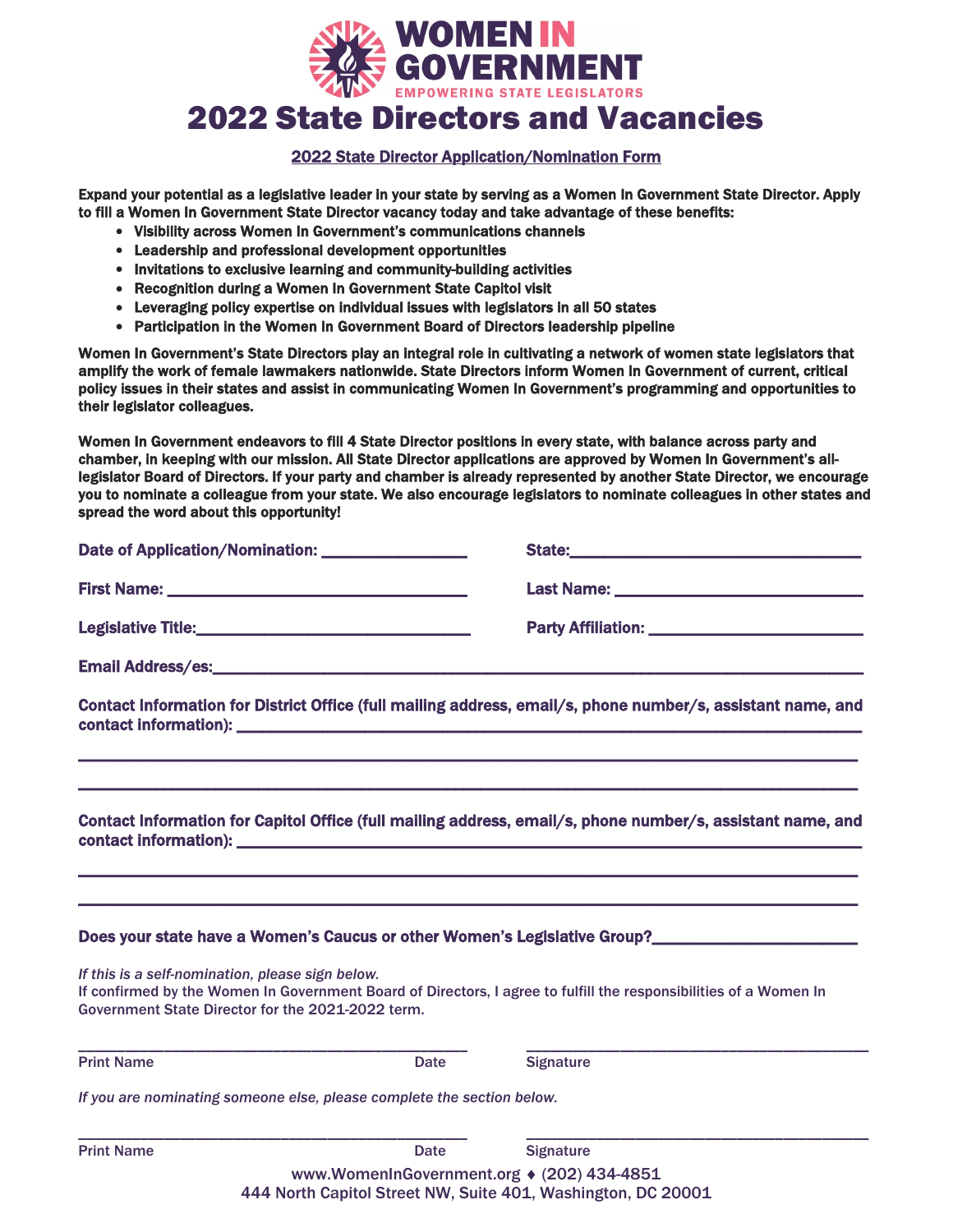# WOMEN IN GOVERNMENT

EMPOWERING STATE LEGISLATORS

# 2022 State Directors and Vacancies

## 2022 State Director Application/Nomination Form

**Expand your potential as a legislative leader in your state by serving as a Women In Government State Director. Apply to fill a Women In Government State Director vacancy today and take advantage of these benefits:**

- **Visibility across Women In Government's communications channels**
- **Leadership and professional development opportunities**
- **Invitations to exclusive learning and community-building activities**
- **Recognition during a Women In Government State Capitol visit**
- **Leveraging policy expertise on individual issues with legislators in all 50 states**
- **Participation in the Women In Government Board of Directors leadership pipeline**

**Women In Government's State Directors play an integral role in cultivating a network of women state legislators that amplify the work of female lawmakers nationwide. State Directors inform Women In Government of current, critical policy issues in their states and assist in communicating Women In Government's programming and opportunities to their legislator colleagues.**

**Women In Government endeavors to fill 4 State Director positions in every state, with balance across party and chamber, in keeping with our mission. All State Director applications are approved by Women In Government's all-legislator Board of Directors. If your party and chamber is already represented by another State Director, we encourage you to nominate a colleague from your state. We also encourage legislators to nominate colleagues in other states and spread the word about this opportunity!**

**Date of Application/Nomination:** ________________ **State:** ________________________________

**First Name:** ________________________________ **Last Name:** ____________________________

**Legislative Title:** ______________________________ **Party Affiliation:** ________________________

**Email Address/es:** ______________________________________________________________________

**Contact Information for District Office (full mailing address, email/s, phone number/s, assistant name, and contact information):** ______________________________________________________________________

______________________________________________________________________

______________________________________________________________________

**Contact Information for Capitol Office (full mailing address, email/s, phone number/s, assistant name, and contact information):** ______________________________________________________________________

______________________________________________________________________

______________________________________________________________________

**Does your state have a Women's Caucus or other Women's Legislative Group?** ______________________

*If this is a self-nomination, please sign below.*

If confirmed by the Women In Government Board of Directors, I agree to fulfill the responsibilities of a Women In Government State Director for the 2021-2022 term.

______________________________________________ ________________________________________

Print Name Date Signature

*If you are nominating someone else, please complete the section below.*

______________________________________________ ________________________________________

Print Name Date Signature

www.WomenInGovernment.org ♦ (202) 434-4851

444 North Capitol Street NW, Suite 401, Washington, DC 20001